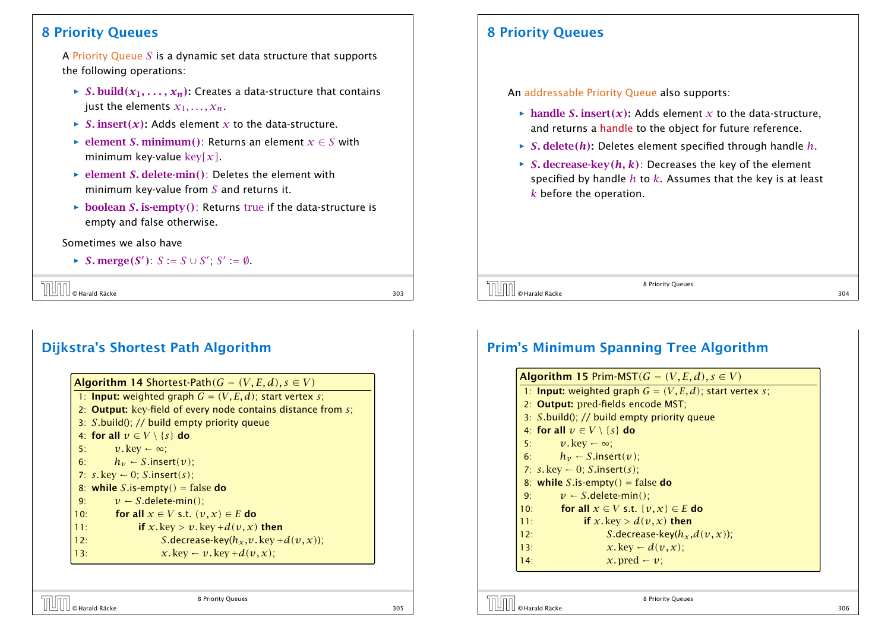## 8 Priority Queues

A Priority Queue $S$ is a dynamic set data structure that supports the following operations:

- **$S$. build($x_1, \ldots, x_n$):** Creates a data-structure that contains just the elements $x_1, \ldots, x_n$.
- **$S$. insert($x$):** Adds element $x$ to the data-structure.
- **element $S$. minimum()**: Returns an element $x \in S$ with minimum key-value key$[x]$.
- **element $S$. delete-min()**: Deletes the element with minimum key-value from $S$ and returns it.
- **boolean $S$. is-empty()**: Returns true if the data-structure is empty and false otherwise.

Sometimes we also have

- **$S$. merge($S'$)**: $S := S \cup S'$; $S' := \emptyset$.

## 8 Priority Queues

An addressable Priority Queue also supports:

- **handle $S$. insert($x$):** Adds element $x$ to the data-structure, and returns a handle to the object for future reference.
- **$S$. delete($h$):** Deletes element specified through handle $h$.
- **$S$. decrease-key($h, k$)**: Decreases the key of the element specified by handle $h$ to $k$. Assumes that the key is at least $k$ before the operation.

## Dijkstra's Shortest Path Algorithm

**Algorithm 14** Shortest-Path($G = (V, E, d), s \in V$)

```
1:  Input: weighted graph G = (V, E, d); start vertex s;
2:  Output: key-field of every node contains distance from s;
3:  S.build(); // build empty priority queue
4:  for all v ∈ V \ {s} do
5:      v.key ← ∞;
6:      h_v ← S.insert(v);
7:  s.key ← 0; S.insert(s);
8:  while S.is-empty() = false do
9:      v ← S.delete-min();
10:     for all x ∈ V s.t. (v, x) ∈ E do
11:         if x.key > v.key + d(v, x) then
12:             S.decrease-key(h_x, v.key + d(v, x));
13:             x.key ← v.key + d(v, x);
```

## Prim's Minimum Spanning Tree Algorithm

**Algorithm 15** Prim-MST($G = (V, E, d), s \in V$)

```
1:  Input: weighted graph G = (V, E, d); start vertex s;
2:  Output: pred-fields encode MST;
3:  S.build(); // build empty priority queue
4:  for all v ∈ V \ {s} do
5:      v.key ← ∞;
6:      h_v ← S.insert(v);
7:  s.key ← 0; S.insert(s);
8:  while S.is-empty() = false do
9:      v ← S.delete-min();
10:     for all x ∈ V s.t. {v, x} ∈ E do
11:         if x.key > d(v, x) then
12:             S.decrease-key(h_x, d(v, x));
13:             x.key ← d(v, x);
14:             x.pred ← v;
```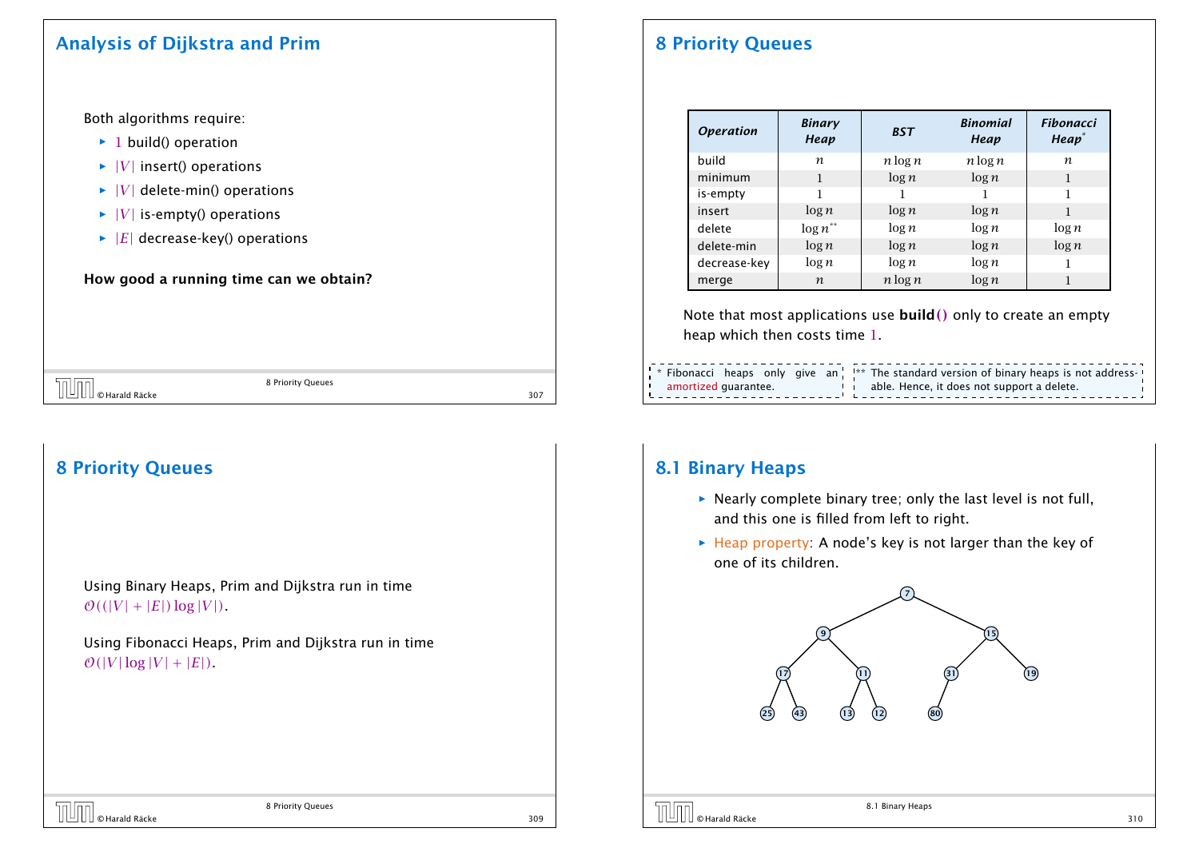## Analysis of Dijkstra and Prim

Both algorithms require:

- $1$ build() operation
- $|V|$ insert() operations
- $|V|$ delete-min() operations
- $|V|$ is-empty() operations
- $|E|$ decrease-key() operations

**How good a running time can we obtain?**

## 8 Priority Queues

| *Operation* | *Binary Heap* | *BST* | *Binomial Heap* | *Fibonacci Heap\** |
|---|---|---|---|---|
| build | $n$ | $n \log n$ | $n \log n$ | $n$ |
| minimum | $1$ | $\log n$ | $\log n$ | $1$ |
| is-empty | $1$ | $1$ | $1$ | $1$ |
| insert | $\log n$ | $\log n$ | $\log n$ | $1$ |
| delete | $\log n$\*\* | $\log n$ | $\log n$ | $\log n$ |
| delete-min | $\log n$ | $\log n$ | $\log n$ | $\log n$ |
| decrease-key | $\log n$ | $\log n$ | $\log n$ | $1$ |
| merge | $n$ | $n \log n$ | $\log n$ | $1$ |

Note that most applications use **build()** only to create an empty heap which then costs time $1$.

\* Fibonacci heaps only give an amortized guarantee.

\*\* The standard version of binary heaps is not addressable. Hence, it does not support a delete.

## 8 Priority Queues

Using Binary Heaps, Prim and Dijkstra run in time $\mathcal{O}((|V| + |E|) \log |V|)$.

Using Fibonacci Heaps, Prim and Dijkstra run in time $\mathcal{O}(|V| \log |V| + |E|)$.

## 8.1 Binary Heaps

- Nearly complete binary tree; only the last level is not full, and this one is filled from left to right.
- Heap property: A node's key is not larger than the key of one of its children.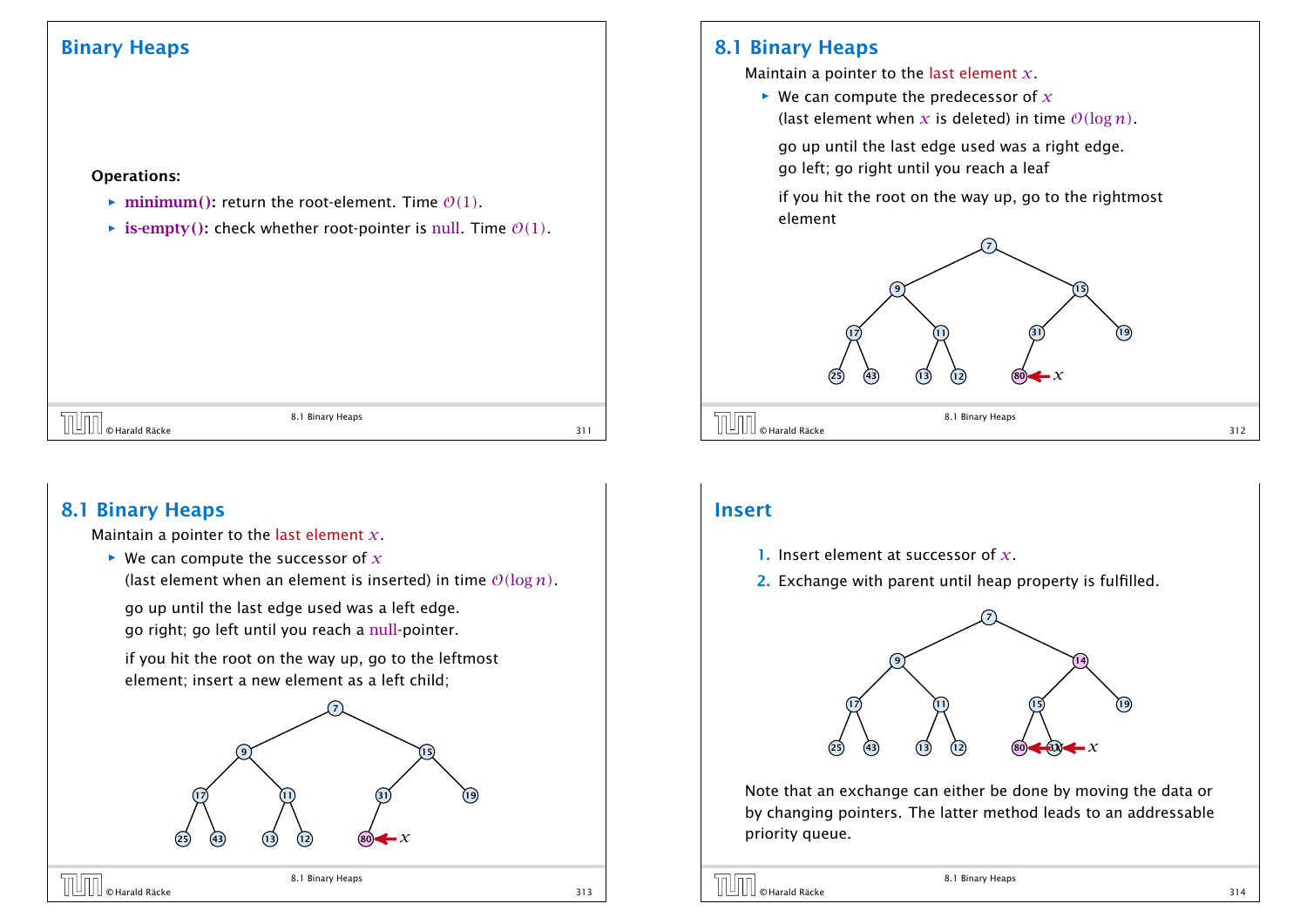## Binary Heaps

**Operations:**

- **minimum():** return the root-element. Time $\mathcal{O}(1)$.
- **is-empty():** check whether root-pointer is null. Time $\mathcal{O}(1)$.

## 8.1 Binary Heaps

Maintain a pointer to the last element $x$.

- We can compute the predecessor of $x$ (last element when $x$ is deleted) in time $\mathcal{O}(\log n)$.

  go up until the last edge used was a right edge.
  go left; go right until you reach a leaf

  if you hit the root on the way up, go to the rightmost element

## 8.1 Binary Heaps

Maintain a pointer to the last element $x$.

- We can compute the successor of $x$ (last element when an element is inserted) in time $\mathcal{O}(\log n)$.

  go up until the last edge used was a left edge.
  go right; go left until you reach a null-pointer.

  if you hit the root on the way up, go to the leftmost element; insert a new element as a left child;

## Insert

1. Insert element at successor of $x$.
2. Exchange with parent until heap property is fulfilled.

Note that an exchange can either be done by moving the data or by changing pointers. The latter method leads to an addressable priority queue.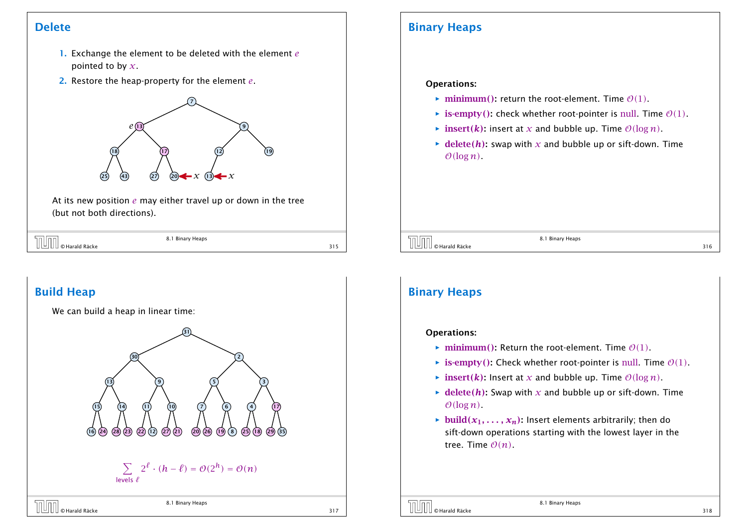## Delete

1. Exchange the element to be deleted with the element $e$ pointed to by $x$.
2. Restore the heap-property for the element $e$.

At its new position $e$ may either travel up or down in the tree (but not both directions).

## Binary Heaps

**Operations:**

- **minimum():** return the root-element. Time $\mathcal{O}(1)$.
- **is-empty():** check whether root-pointer is null. Time $\mathcal{O}(1)$.
- **insert($k$):** insert at $x$ and bubble up. Time $\mathcal{O}(\log n)$.
- **delete($h$):** swap with $x$ and bubble up or sift-down. Time $\mathcal{O}(\log n)$.

## Build Heap

We can build a heap in linear time:

$$\sum_{\text{levels } \ell} 2^{\ell} \cdot (h - \ell) = \mathcal{O}(2^h) = \mathcal{O}(n)$$

## Binary Heaps

**Operations:**

- **minimum():** Return the root-element. Time $\mathcal{O}(1)$.
- **is-empty():** Check whether root-pointer is null. Time $\mathcal{O}(1)$.
- **insert($k$):** Insert at $x$ and bubble up. Time $\mathcal{O}(\log n)$.
- **delete($h$):** Swap with $x$ and bubble up or sift-down. Time $\mathcal{O}(\log n)$.
- **build($x_1, \dots, x_n$):** Insert elements arbitrarily; then do sift-down operations starting with the lowest layer in the tree. Time $\mathcal{O}(n)$.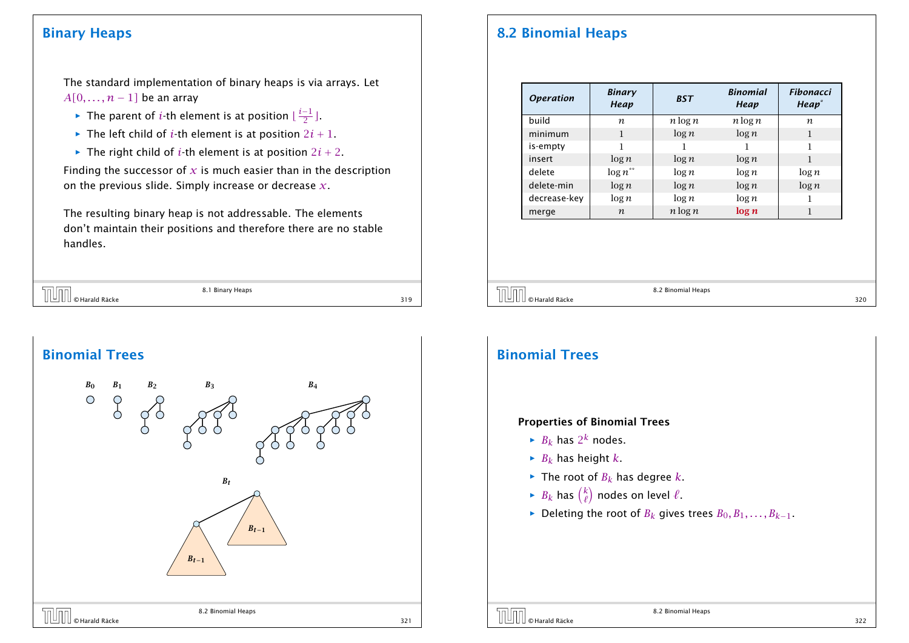## Binary Heaps

The standard implementation of binary heaps is via arrays. Let $A[0, \dots, n-1]$ be an array

- The parent of $i$-th element is at position $\lfloor \frac{i-1}{2} \rfloor$.
- The left child of $i$-th element is at position $2i + 1$.
- The right child of $i$-th element is at position $2i + 2$.

Finding the successor of $x$ is much easier than in the description on the previous slide. Simply increase or decrease $x$.

The resulting binary heap is not addressable. The elements don't maintain their positions and therefore there are no stable handles.

## 8.2 Binomial Heaps

| *Operation* | *Binary Heap* | *BST* | *Binomial Heap* | *Fibonacci Heap\** |
|---|---|---|---|---|
| build | $n$ | $n \log n$ | $n \log n$ | $n$ |
| minimum | $1$ | $\log n$ | $\log n$ | $1$ |
| is-empty | $1$ | $1$ | $1$ | $1$ |
| insert | $\log n$ | $\log n$ | $\log n$ | $1$ |
| delete | $\log n^{**}$ | $\log n$ | $\log n$ | $\log n$ |
| delete-min | $\log n$ | $\log n$ | $\log n$ | $\log n$ |
| decrease-key | $\log n$ | $\log n$ | $\log n$ | $1$ |
| merge | $n$ | $n \log n$ | $\mathbf{\log n}$ | $1$ |

## Binomial Trees

$B_0$ $B_1$ $B_2$ $B_3$ $B_4$

$B_t$

$B_{t-1}$ $B_{t-1}$

## Binomial Trees

**Properties of Binomial Trees**

- $B_k$ has $2^k$ nodes.
- $B_k$ has height $k$.
- The root of $B_k$ has degree $k$.
- $B_k$ has $\binom{k}{\ell}$ nodes on level $\ell$.
- Deleting the root of $B_k$ gives trees $B_0, B_1, \dots, B_{k-1}$.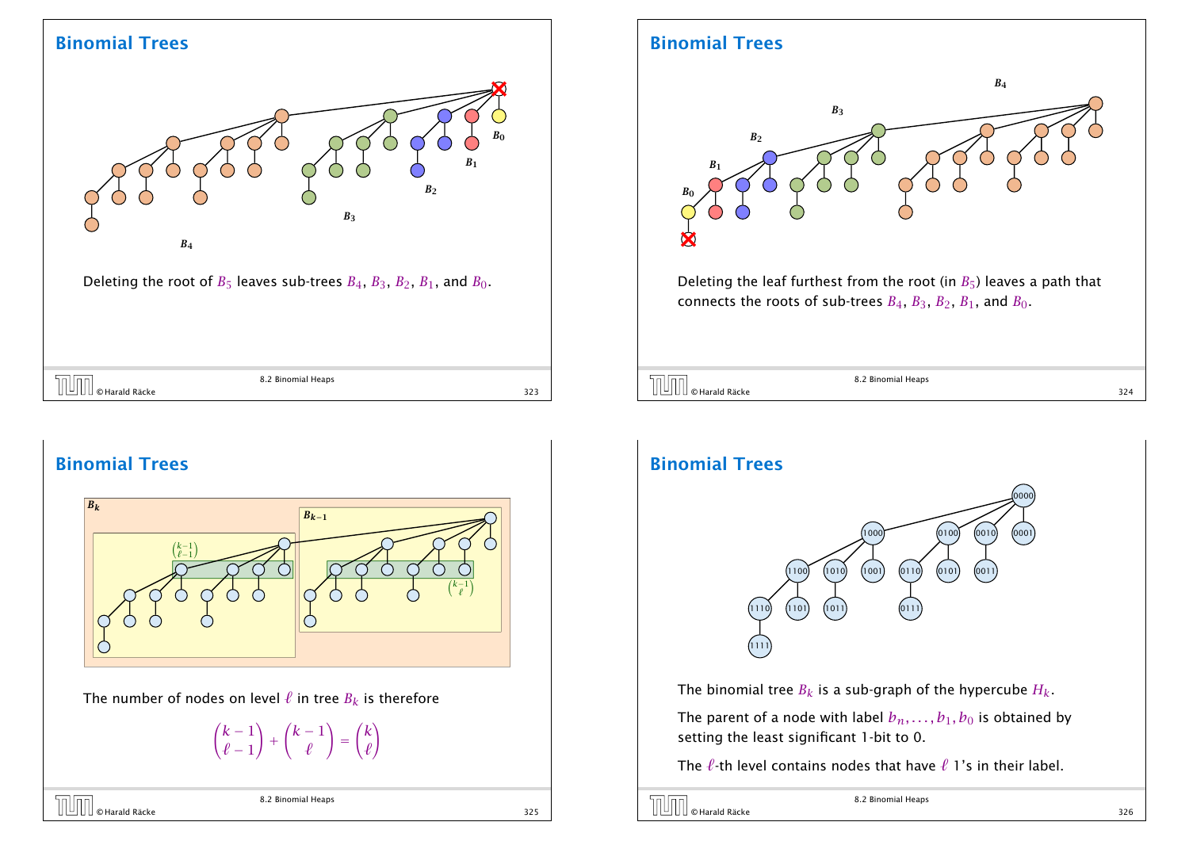## Binomial Trees

Deleting the root of $B_5$ leaves sub-trees $B_4$, $B_3$, $B_2$, $B_1$, and $B_0$.

## Binomial Trees

Deleting the leaf furthest from the root (in $B_5$) leaves a path that connects the roots of sub-trees $B_4$, $B_3$, $B_2$, $B_1$, and $B_0$.

## Binomial Trees

The number of nodes on level $\ell$ in tree $B_k$ is therefore

$$\binom{k-1}{\ell-1} + \binom{k-1}{\ell} = \binom{k}{\ell}$$

## Binomial Trees

The binomial tree $B_k$ is a sub-graph of the hypercube $H_k$.

The parent of a node with label $b_n, \ldots, b_1, b_0$ is obtained by setting the least significant 1-bit to 0.

The $\ell$-th level contains nodes that have $\ell$ 1's in their label.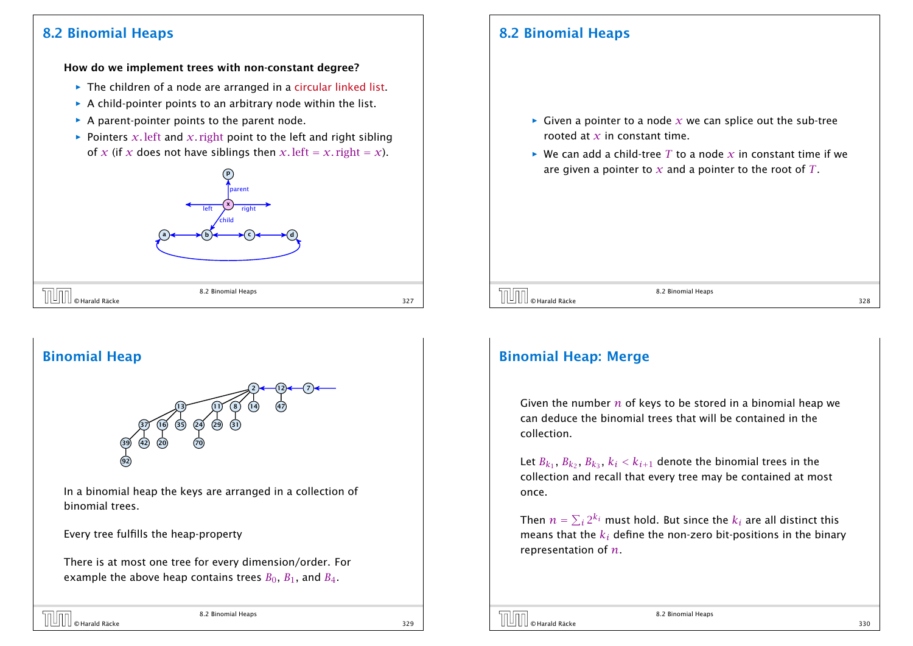## 8.2 Binomial Heaps

**How do we implement trees with non-constant degree?**

- The children of a node are arranged in a circular linked list.
- A child-pointer points to an arbitrary node within the list.
- A parent-pointer points to the parent node.
- Pointers $x.\text{left}$ and $x.\text{right}$ point to the left and right sibling of $x$ (if $x$ does not have siblings then $x.\text{left} = x.\text{right} = x$).

## 8.2 Binomial Heaps

- Given a pointer to a node $x$ we can splice out the sub-tree rooted at $x$ in constant time.
- We can add a child-tree $T$ to a node $x$ in constant time if we are given a pointer to $x$ and a pointer to the root of $T$.

## Binomial Heap

In a binomial heap the keys are arranged in a collection of binomial trees.

Every tree fulfills the heap-property

There is at most one tree for every dimension/order. For example the above heap contains trees $B_0$, $B_1$, and $B_4$.

## Binomial Heap: Merge

Given the number $n$ of keys to be stored in a binomial heap we can deduce the binomial trees that will be contained in the collection.

Let $B_{k_1}, B_{k_2}, B_{k_3}, k_i < k_{i+1}$ denote the binomial trees in the collection and recall that every tree may be contained at most once.

Then $n = \sum_i 2^{k_i}$ must hold. But since the $k_i$ are all distinct this means that the $k_i$ define the non-zero bit-positions in the binary representation of $n$.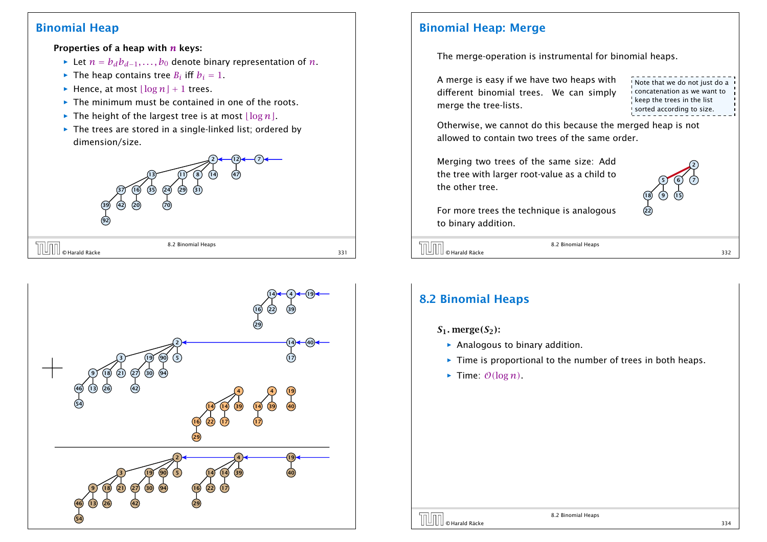## Binomial Heap

**Properties of a heap with $n$ keys:**

- Let $n = b_d b_{d-1}, \ldots, b_0$ denote binary representation of $n$.
- The heap contains tree $B_i$ iff $b_i = 1$.
- Hence, at most $\lfloor \log n \rfloor + 1$ trees.
- The minimum must be contained in one of the roots.
- The height of the largest tree is at most $\lfloor \log n \rfloor$.
- The trees are stored in a single-linked list; ordered by dimension/size.

## Binomial Heap: Merge

The merge-operation is instrumental for binomial heaps.

A merge is easy if we have two heaps with different binomial trees. We can simply merge the tree-lists.

Note that we do not just do a concatenation as we want to keep the trees in the list sorted according to size.

Otherwise, we cannot do this because the merged heap is not allowed to contain two trees of the same order.

Merging two trees of the same size: Add the tree with larger root-value as a child to the other tree.

For more trees the technique is analogous to binary addition.

## 8.2 Binomial Heaps

**$S_1$. merge($S_2$):**

- Analogous to binary addition.
- Time is proportional to the number of trees in both heaps.
- Time: $\mathcal{O}(\log n)$.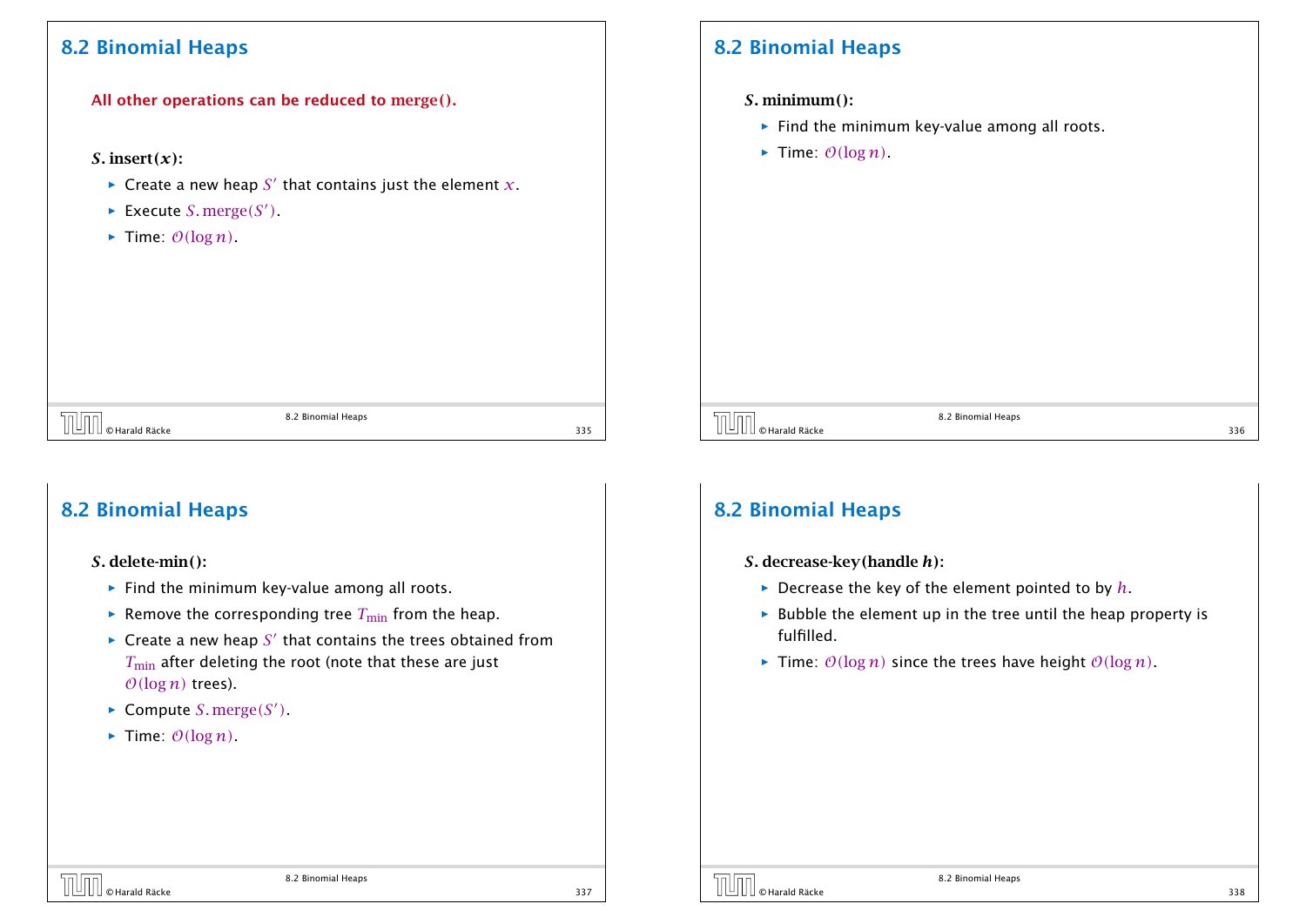## 8.2 Binomial Heaps

**All other operations can be reduced to merge().**

**$S.$ insert($x$):**

- Create a new heap $S'$ that contains just the element $x$.
- Execute $S.\text{merge}(S')$.
- Time: $\mathcal{O}(\log n)$.

## 8.2 Binomial Heaps

**$S.$ minimum():**

- Find the minimum key-value among all roots.
- Time: $\mathcal{O}(\log n)$.

## 8.2 Binomial Heaps

**$S.$ delete-min():**

- Find the minimum key-value among all roots.
- Remove the corresponding tree $T_{\text{min}}$ from the heap.
- Create a new heap $S'$ that contains the trees obtained from $T_{\text{min}}$ after deleting the root (note that these are just $\mathcal{O}(\log n)$ trees).
- Compute $S.\text{merge}(S')$.
- Time: $\mathcal{O}(\log n)$.

## 8.2 Binomial Heaps

**$S.$ decrease-key(handle $h$):**

- Decrease the key of the element pointed to by $h$.
- Bubble the element up in the tree until the heap property is fulfilled.
- Time: $\mathcal{O}(\log n)$ since the trees have height $\mathcal{O}(\log n)$.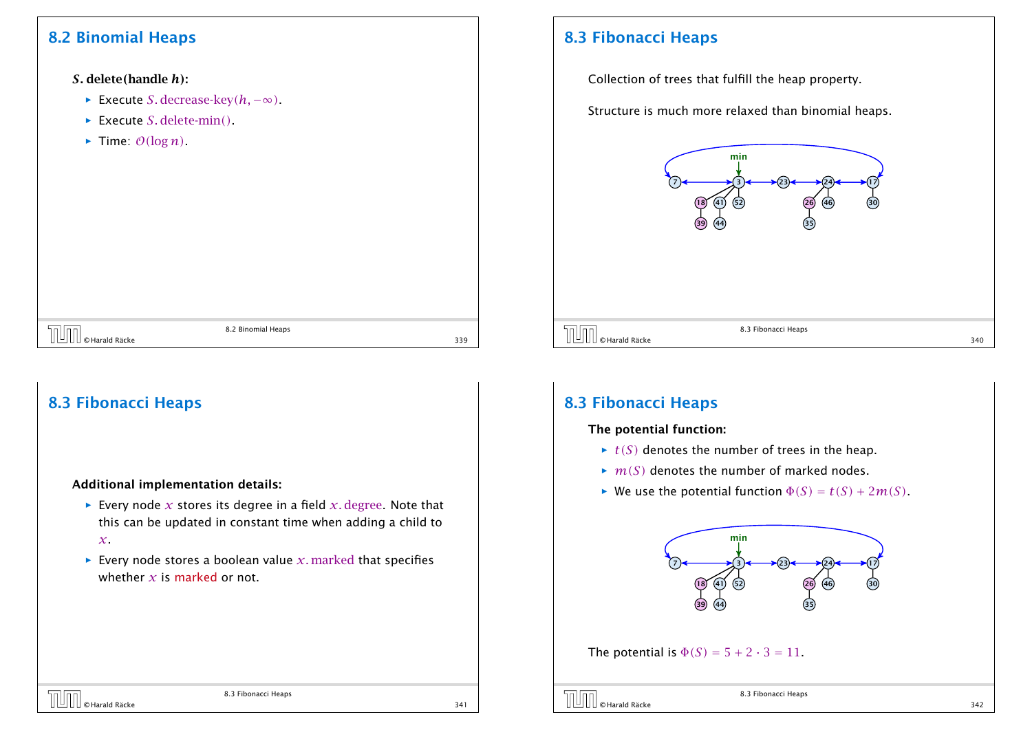## 8.2 Binomial Heaps

**$S.$ delete(handle $h$):**

- Execute $S.\text{decrease-key}(h, -\infty)$.
- Execute $S.\text{delete-min}()$.
- Time: $\mathcal{O}(\log n)$.

## 8.3 Fibonacci Heaps

Collection of trees that fulfill the heap property.

Structure is much more relaxed than binomial heaps.

## 8.3 Fibonacci Heaps

**Additional implementation details:**

- Every node $x$ stores its degree in a field $x.\text{degree}$. Note that this can be updated in constant time when adding a child to $x$.
- Every node stores a boolean value $x.\text{marked}$ that specifies whether $x$ is marked or not.

## 8.3 Fibonacci Heaps

**The potential function:**

- $t(S)$ denotes the number of trees in the heap.
- $m(S)$ denotes the number of marked nodes.
- We use the potential function $\Phi(S) = t(S) + 2m(S)$.

The potential is $\Phi(S) = 5 + 2 \cdot 3 = 11$.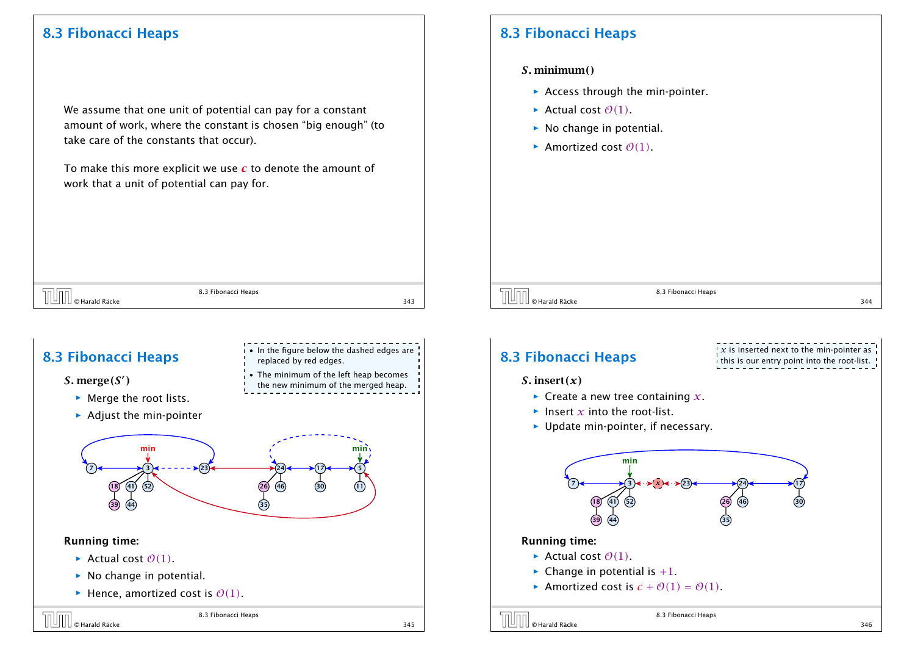## 8.3 Fibonacci Heaps

We assume that one unit of potential can pay for a constant amount of work, where the constant is chosen "big enough" (to take care of the constants that occur).

To make this more explicit we use $c$ to denote the amount of work that a unit of potential can pay for.

## 8.3 Fibonacci Heaps

**$S.$ minimum()**

- Access through the min-pointer.
- Actual cost $\mathcal{O}(1)$.
- No change in potential.
- Amortized cost $\mathcal{O}(1)$.

## 8.3 Fibonacci Heaps

- In the figure below the dashed edges are replaced by red edges.
- The minimum of the left heap becomes the new minimum of the merged heap.

**$S.$ merge($S'$)**

- Merge the root lists.
- Adjust the min-pointer

**Running time:**

- Actual cost $\mathcal{O}(1)$.
- No change in potential.
- Hence, amortized cost is $\mathcal{O}(1)$.

## 8.3 Fibonacci Heaps

$x$ is inserted next to the min-pointer as this is our entry point into the root-list.

**$S.$ insert($x$)**

- Create a new tree containing $x$.
- Insert $x$ into the root-list.
- Update min-pointer, if necessary.

**Running time:**

- Actual cost $\mathcal{O}(1)$.
- Change in potential is $+1$.
- Amortized cost is $c + \mathcal{O}(1) = \mathcal{O}(1)$.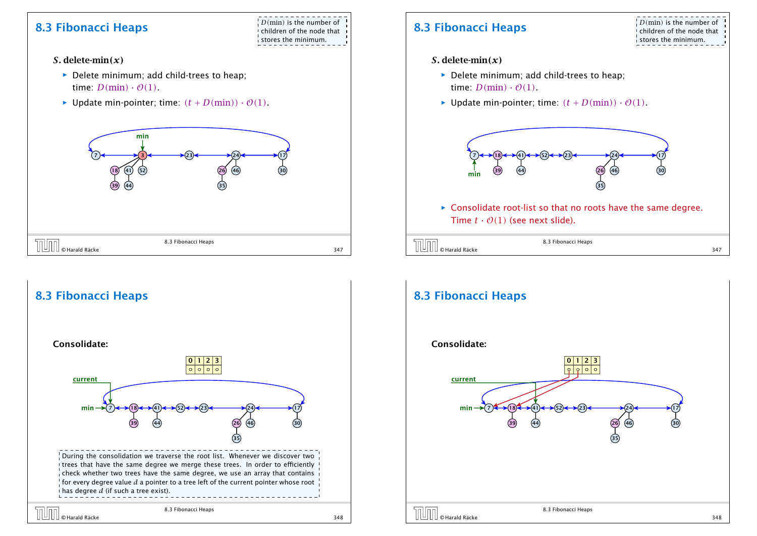## 8.3 Fibonacci Heaps

$D(\min)$ is the number of children of the node that stores the minimum.

**$S$. delete-min$(x)$**

- Delete minimum; add child-trees to heap; time: $D(\min) \cdot \mathcal{O}(1)$.
- Update min-pointer; time: $(t + D(\min)) \cdot \mathcal{O}(1)$.

## 8.3 Fibonacci Heaps

$D(\min)$ is the number of children of the node that stores the minimum.

**$S$. delete-min$(x)$**

- Delete minimum; add child-trees to heap; time: $D(\min) \cdot \mathcal{O}(1)$.
- Update min-pointer; time: $(t + D(\min)) \cdot \mathcal{O}(1)$.
- Consolidate root-list so that no roots have the same degree. Time $t \cdot \mathcal{O}(1)$ (see next slide).

## 8.3 Fibonacci Heaps

**Consolidate:**

During the consolidation we traverse the root list. Whenever we discover two trees that have the same degree we merge these trees. In order to efficiently check whether two trees have the same degree, we use an array that contains for every degree value $d$ a pointer to a tree left of the current pointer whose root has degree $d$ (if such a tree exist).

## 8.3 Fibonacci Heaps

**Consolidate:**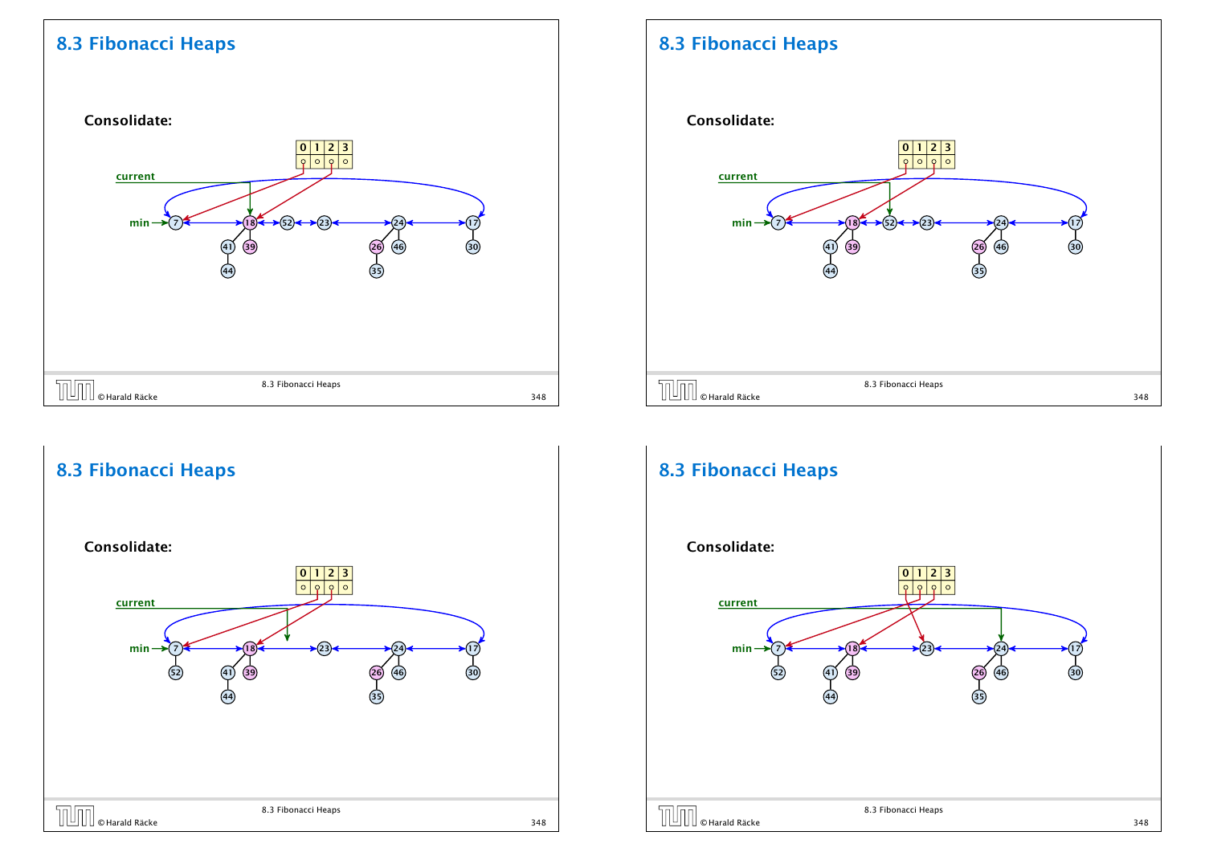## 8.3 Fibonacci Heaps

**Consolidate:**

| 0 | 1 | 2 | 3 |
|---|---|---|---|

current

min

## 8.3 Fibonacci Heaps

**Consolidate:**

| 0 | 1 | 2 | 3 |
|---|---|---|---|

current

min

## 8.3 Fibonacci Heaps

**Consolidate:**

| 0 | 1 | 2 | 3 |
|---|---|---|---|

current

min

## 8.3 Fibonacci Heaps

**Consolidate:**

| 0 | 1 | 2 | 3 |
|---|---|---|---|

current

min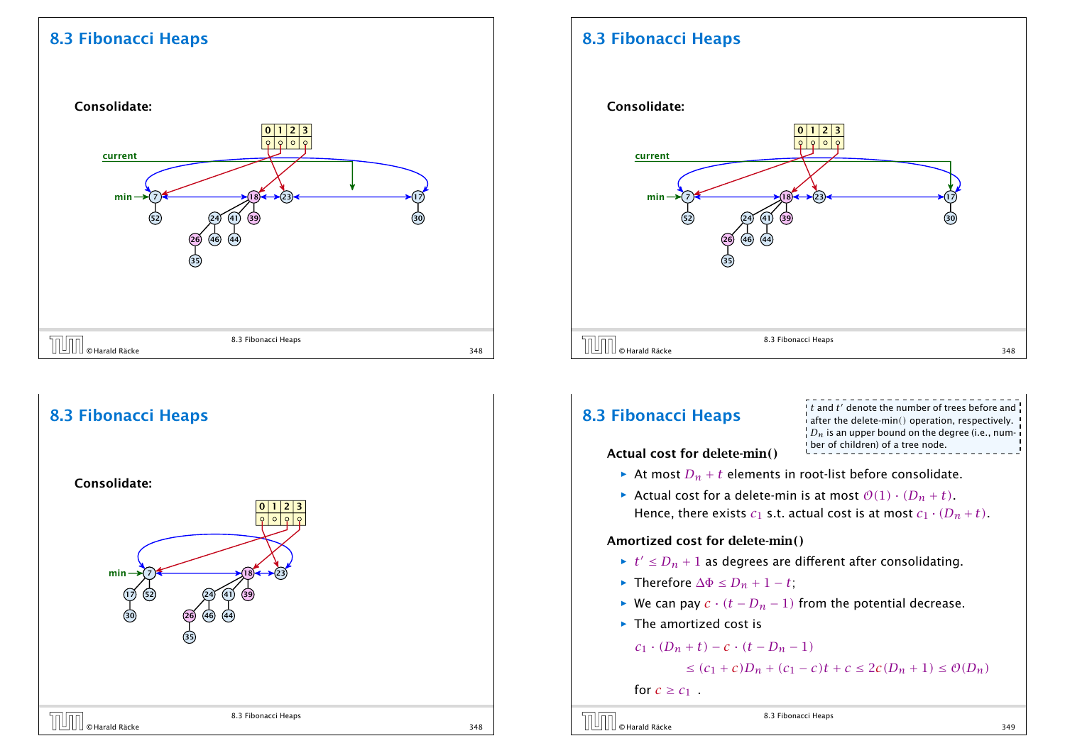## 8.3 Fibonacci Heaps

**Consolidate:**

## 8.3 Fibonacci Heaps

**Consolidate:**

## 8.3 Fibonacci Heaps

**Consolidate:**

## 8.3 Fibonacci Heaps

$t$ and $t'$ denote the number of trees before and after the delete-min() operation, respectively. $D_n$ is an upper bound on the degree (i.e., number of children) of a tree node.

**Actual cost for delete-min()**

- At most $D_n + t$ elements in root-list before consolidate.
- Actual cost for a delete-min is at most $\mathcal{O}(1) \cdot (D_n + t)$.
  Hence, there exists $c_1$ s.t. actual cost is at most $c_1 \cdot (D_n + t)$.

**Amortized cost for delete-min()**

- $t' \le D_n + 1$ as degrees are different after consolidating.
- Therefore $\Delta\Phi \le D_n + 1 - t$;
- We can pay $c \cdot (t - D_n - 1)$ from the potential decrease.
- The amortized cost is

$$c_1 \cdot (D_n + t) - c \cdot (t - D_n - 1)$$
$$\le (c_1 + c)D_n + (c_1 - c)t + c \le 2c(D_n + 1) \le \mathcal{O}(D_n)$$

for $c \ge c_1$ .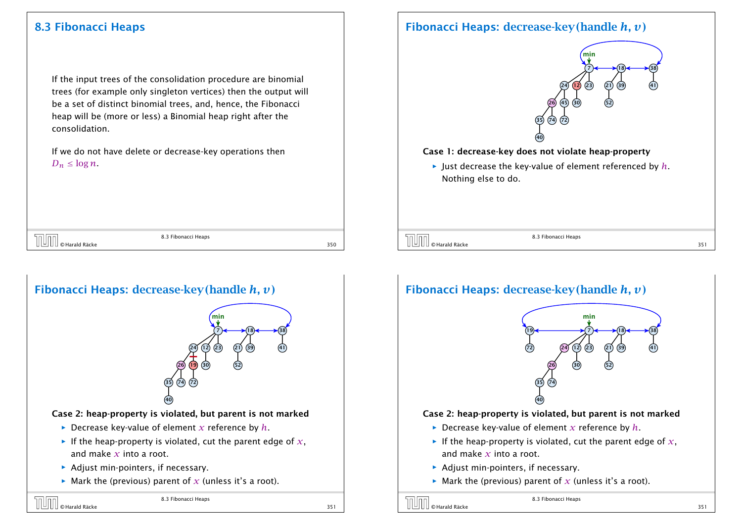## 8.3 Fibonacci Heaps

If the input trees of the consolidation procedure are binomial trees (for example only singleton vertices) then the output will be a set of distinct binomial trees, and, hence, the Fibonacci heap will be (more or less) a Binomial heap right after the consolidation.

If we do not have delete or decrease-key operations then $D_n \leq \log n$.

## Fibonacci Heaps: decrease-key(handle $h$, $v$)

**Case 1: decrease-key does not violate heap-property**

- Just decrease the key-value of element referenced by $h$. Nothing else to do.

## Fibonacci Heaps: decrease-key(handle $h$, $v$)

**Case 2: heap-property is violated, but parent is not marked**

- Decrease key-value of element $x$ reference by $h$.
- If the heap-property is violated, cut the parent edge of $x$, and make $x$ into a root.
- Adjust min-pointers, if necessary.
- Mark the (previous) parent of $x$ (unless it's a root).

## Fibonacci Heaps: decrease-key(handle $h$, $v$)

**Case 2: heap-property is violated, but parent is not marked**

- Decrease key-value of element $x$ reference by $h$.
- If the heap-property is violated, cut the parent edge of $x$, and make $x$ into a root.
- Adjust min-pointers, if necessary.
- Mark the (previous) parent of $x$ (unless it's a root).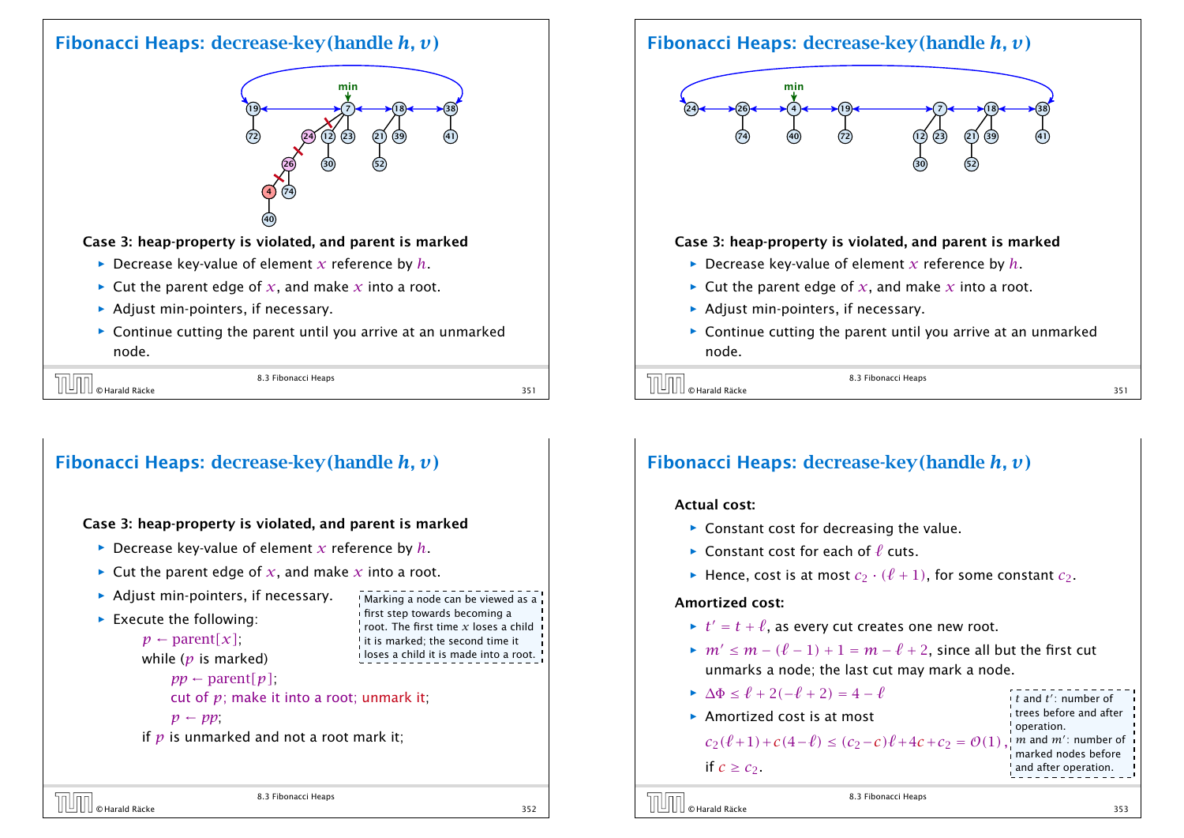## Fibonacci Heaps: decrease-key(handle $h$, $v$)

**Case 3: heap-property is violated, and parent is marked**

- Decrease key-value of element $x$ reference by $h$.
- Cut the parent edge of $x$, and make $x$ into a root.
- Adjust min-pointers, if necessary.
- Continue cutting the parent until you arrive at an unmarked node.

## Fibonacci Heaps: decrease-key(handle $h$, $v$)

**Case 3: heap-property is violated, and parent is marked**

- Decrease key-value of element $x$ reference by $h$.
- Cut the parent edge of $x$, and make $x$ into a root.
- Adjust min-pointers, if necessary.
- Continue cutting the parent until you arrive at an unmarked node.

## Fibonacci Heaps: decrease-key(handle $h$, $v$)

**Case 3: heap-property is violated, and parent is marked**

- Decrease key-value of element $x$ reference by $h$.
- Cut the parent edge of $x$, and make $x$ into a root.
- Adjust min-pointers, if necessary.
- Execute the following:

```
p ← parent[x];
while (p is marked)
    pp ← parent[p];
    cut of p; make it into a root; unmark it;
    p ← pp;
if p is unmarked and not a root mark it;
```

Marking a node can be viewed as a first step towards becoming a root. The first time $x$ loses a child it is marked; the second time it loses a child it is made into a root.

## Fibonacci Heaps: decrease-key(handle $h$, $v$)

**Actual cost:**

- Constant cost for decreasing the value.
- Constant cost for each of $\ell$ cuts.
- Hence, cost is at most $c_2 \cdot (\ell + 1)$, for some constant $c_2$.

**Amortized cost:**

- $t' = t + \ell$, as every cut creates one new root.
- $m' \le m - (\ell - 1) + 1 = m - \ell + 2$, since all but the first cut unmarks a node; the last cut may mark a node.
- $\Delta\Phi \le \ell + 2(-\ell + 2) = 4 - \ell$
- Amortized cost is at most

  $c_2(\ell+1) + c(4-\ell) \le (c_2 - c)\ell + 4c + c_2 = \mathcal{O}(1)$,

  if $c \ge c_2$.

$t$ and $t'$: number of trees before and after operation.
$m$ and $m'$: number of marked nodes before and after operation.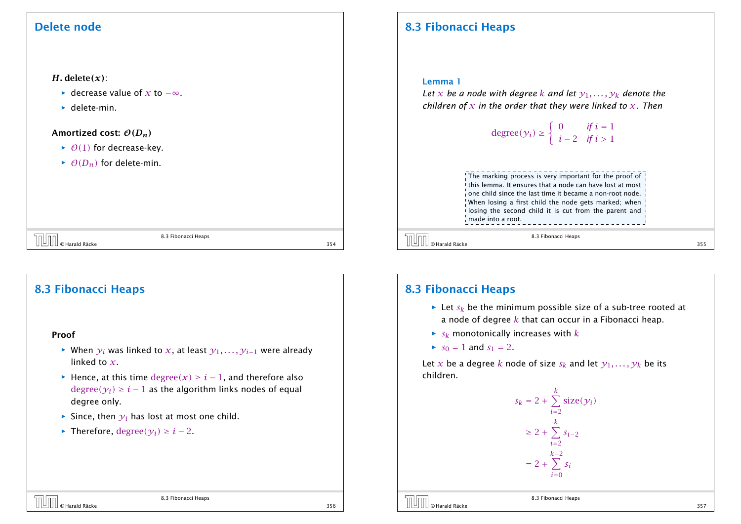## Delete node

$H$**. delete(**$x$**)**:

- decrease value of $x$ to $-\infty$.
- delete-min.

**Amortized cost:** $\mathcal{O}(D_n)$

- $\mathcal{O}(1)$ for decrease-key.
- $\mathcal{O}(D_n)$ for delete-min.

## 8.3 Fibonacci Heaps

**Lemma 1**

*Let $x$ be a node with degree $k$ and let $y_1, \dots, y_k$ denote the children of $x$ in the order that they were linked to $x$. Then*

$$\text{degree}(y_i) \geq \begin{cases} 0 & \text{if } i = 1 \\ i-2 & \text{if } i > 1 \end{cases}$$

The marking process is very important for the proof of this lemma. It ensures that a node can have lost at most one child since the last time it became a non-root node. When losing a first child the node gets marked; when losing the second child it is cut from the parent and made into a root.

## 8.3 Fibonacci Heaps

**Proof**

- When $y_i$ was linked to $x$, at least $y_1, \dots, y_{i-1}$ were already linked to $x$.
- Hence, at this time $\text{degree}(x) \geq i - 1$, and therefore also $\text{degree}(y_i) \geq i - 1$ as the algorithm links nodes of equal degree only.
- Since, then $y_i$ has lost at most one child.
- Therefore, $\text{degree}(y_i) \geq i - 2$.

## 8.3 Fibonacci Heaps

- Let $s_k$ be the minimum possible size of a sub-tree rooted at a node of degree $k$ that can occur in a Fibonacci heap.
- $s_k$ monotonically increases with $k$
- $s_0 = 1$ and $s_1 = 2$.

Let $x$ be a degree $k$ node of size $s_k$ and let $y_1, \dots, y_k$ be its children.

$$\begin{aligned} s_k &= 2 + \sum_{i=2}^{k} \text{size}(y_i) \\ &\geq 2 + \sum_{i=2}^{k} s_{i-2} \\ &= 2 + \sum_{i=0}^{k-2} s_i \end{aligned}$$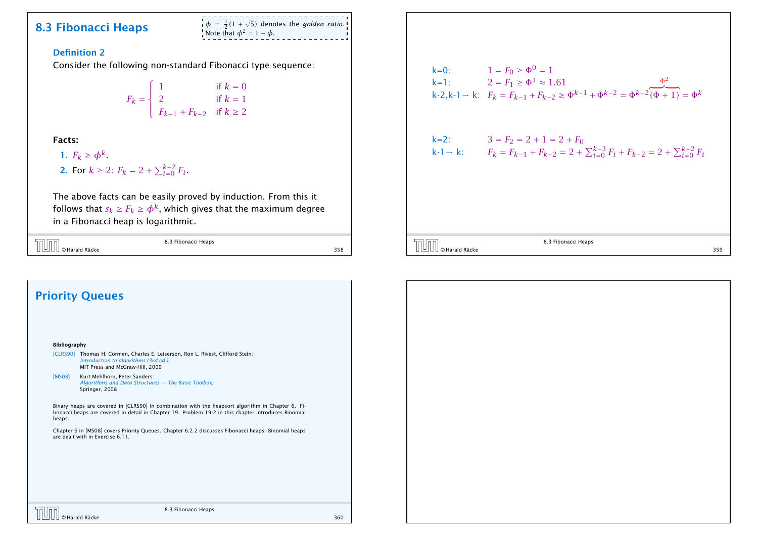## 8.3 Fibonacci Heaps

$\phi = \frac{1}{2}(1+\sqrt{5})$ denotes the *golden ratio*. Note that $\phi^2 = 1 + \phi$.

**Definition 2**

Consider the following non-standard Fibonacci type sequence:

$$F_k = \begin{cases} 1 & \text{if } k = 0 \\ 2 & \text{if } k = 1 \\ F_{k-1} + F_{k-2} & \text{if } k \geq 2 \end{cases}$$

**Facts:**

1. $F_k \geq \phi^k$.
2. For $k \geq 2$: $F_k = 2 + \sum_{i=0}^{k-2} F_i$.

The above facts can be easily proved by induction. From this it follows that $s_k \geq F_k \geq \phi^k$, which gives that the maximum degree in a Fibonacci heap is logarithmic.

k=0: $1 = F_0 \geq \Phi^0 = 1$

k=1: $2 = F_1 \geq \Phi^1 \approx 1.61$

k-2,k-1→ k: $F_k = F_{k-1} + F_{k-2} \geq \Phi^{k-1} + \Phi^{k-2} = \Phi^{k-2}\overbrace{(\Phi+1)}^{\Phi^2} = \Phi^k$

k=2: $3 = F_2 = 2 + 1 = 2 + F_0$

k-1→ k: $F_k = F_{k-1} + F_{k-2} = 2 + \sum_{i=0}^{k-3} F_i + F_{k-2} = 2 + \sum_{i=0}^{k-2} F_i$

## Priority Queues

**Bibliography**

[CLRS90] Thomas H. Cormen, Charles E. Leiserson, Ron L. Rivest, Clifford Stein:
*Introduction to algorithms (3rd ed.),*
MIT Press and McGraw-Hill, 2009

[MS08] Kurt Mehlhorn, Peter Sanders:
*Algorithms and Data Structures — The Basic Toolbox,*
Springer, 2008

Binary heaps are covered in [CLRS90] in combination with the heapsort algorithm in Chapter 6. Fibonacci heaps are covered in detail in Chapter 19. Problem 19-2 in this chapter introduces Binomial heaps.

Chapter 6 in [MS08] covers Priority Queues. Chapter 6.2.2 discusses Fibonacci heaps. Binomial heaps are dealt with in Exercise 6.11.